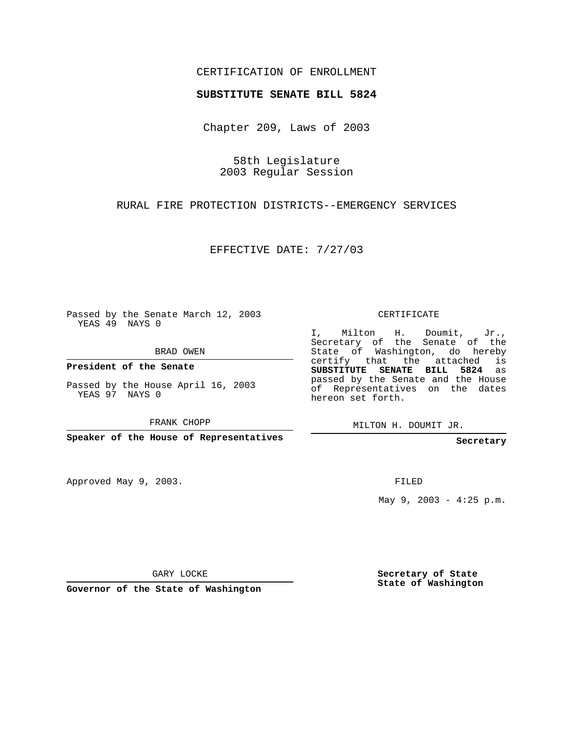CERTIFICATION OF ENROLLMENT

**SUBSTITUTE SENATE BILL 5824**

Chapter 209, Laws of 2003

58th Legislature
2003 Regular Session

RURAL FIRE PROTECTION DISTRICTS--EMERGENCY SERVICES

EFFECTIVE DATE: 7/27/03

Passed by the Senate March 12, 2003
YEAS 49 NAYS 0

BRAD OWEN

**President of the Senate**

Passed by the House April 16, 2003
YEAS 97 NAYS 0

FRANK CHOPP

**Speaker of the House of Representatives**

Approved May 9, 2003.

GARY LOCKE

**Governor of the State of Washington**

CERTIFICATE

I, Milton H. Doumit, Jr., Secretary of the Senate of the State of Washington, do hereby certify that the attached is **SUBSTITUTE SENATE BILL 5824** as passed by the Senate and the House of Representatives on the dates hereon set forth.

MILTON H. DOUMIT JR.

**Secretary**

FILED

May 9, 2003 - 4:25 p.m.

**Secretary of State**
**State of Washington**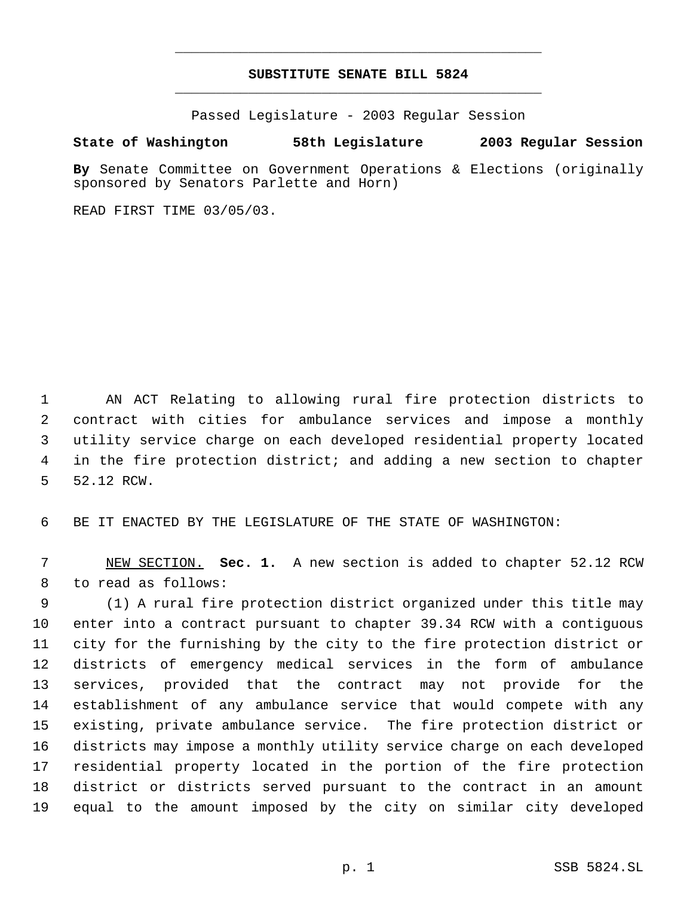# SUBSTITUTE SENATE BILL 5824

Passed Legislature - 2003 Regular Session

**State of Washington 58th Legislature 2003 Regular Session**

**By** Senate Committee on Government Operations & Elections (originally sponsored by Senators Parlette and Horn)

READ FIRST TIME 03/05/03.

AN ACT Relating to allowing rural fire protection districts to contract with cities for ambulance services and impose a monthly utility service charge on each developed residential property located in the fire protection district; and adding a new section to chapter 52.12 RCW.

BE IT ENACTED BY THE LEGISLATURE OF THE STATE OF WASHINGTON:

NEW SECTION. **Sec. 1.** A new section is added to chapter 52.12 RCW to read as follows:

(1) A rural fire protection district organized under this title may enter into a contract pursuant to chapter 39.34 RCW with a contiguous city for the furnishing by the city to the fire protection district or districts of emergency medical services in the form of ambulance services, provided that the contract may not provide for the establishment of any ambulance service that would compete with any existing, private ambulance service. The fire protection district or districts may impose a monthly utility service charge on each developed residential property located in the portion of the fire protection district or districts served pursuant to the contract in an amount equal to the amount imposed by the city on similar city developed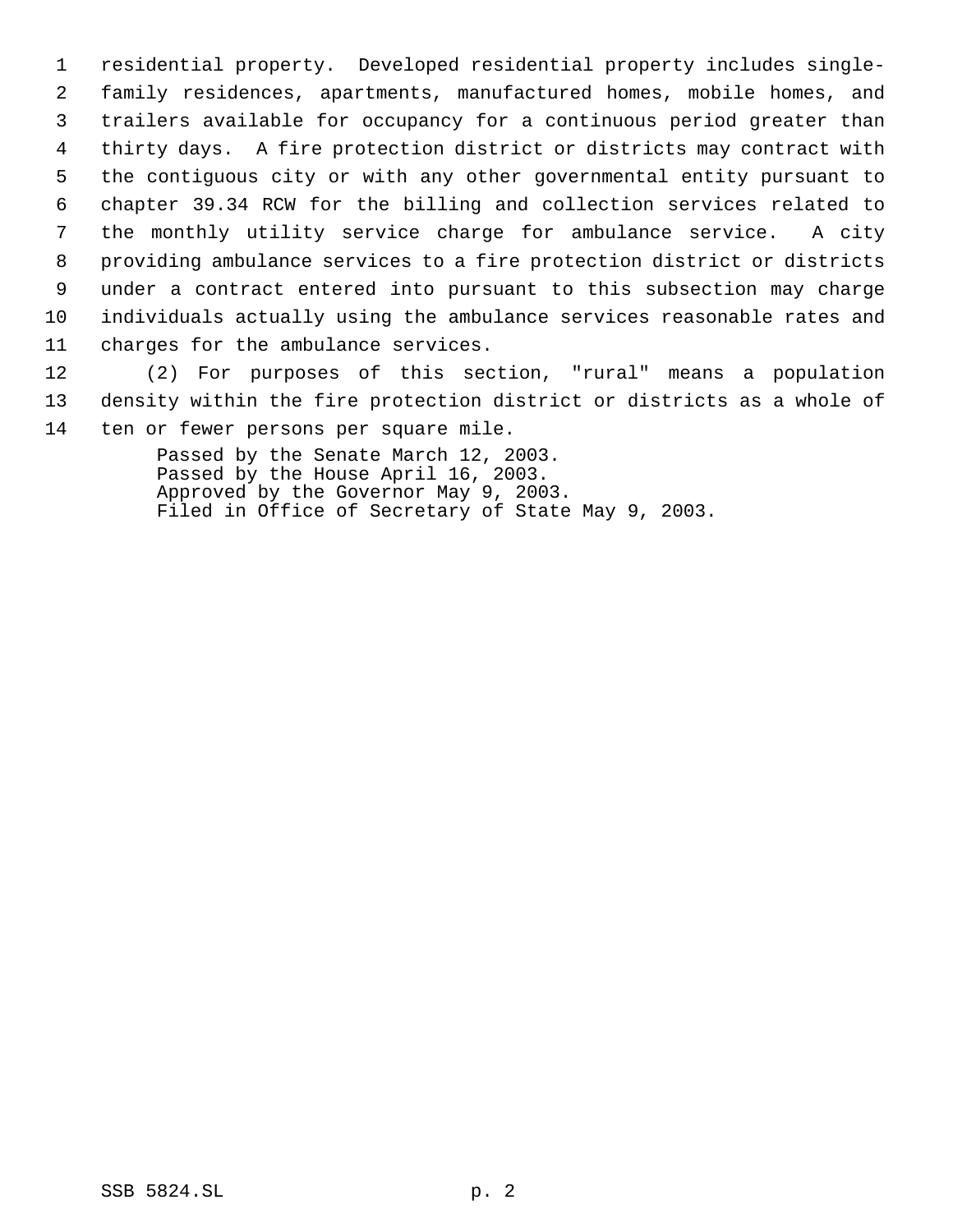residential property. Developed residential property includes single-family residences, apartments, manufactured homes, mobile homes, and trailers available for occupancy for a continuous period greater than thirty days. A fire protection district or districts may contract with the contiguous city or with any other governmental entity pursuant to chapter 39.34 RCW for the billing and collection services related to the monthly utility service charge for ambulance service. A city providing ambulance services to a fire protection district or districts under a contract entered into pursuant to this subsection may charge individuals actually using the ambulance services reasonable rates and charges for the ambulance services.

(2) For purposes of this section, "rural" means a population density within the fire protection district or districts as a whole of ten or fewer persons per square mile.

Passed by the Senate March 12, 2003.
Passed by the House April 16, 2003.
Approved by the Governor May 9, 2003.
Filed in Office of Secretary of State May 9, 2003.